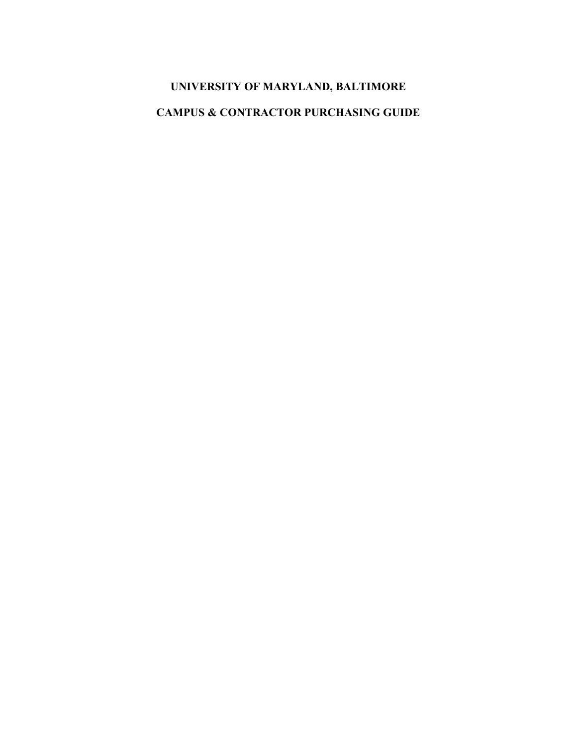# UNIVERSITY OF MARYLAND, BALTIMORE

# CAMPUS & CONTRACTOR PURCHASING GUIDE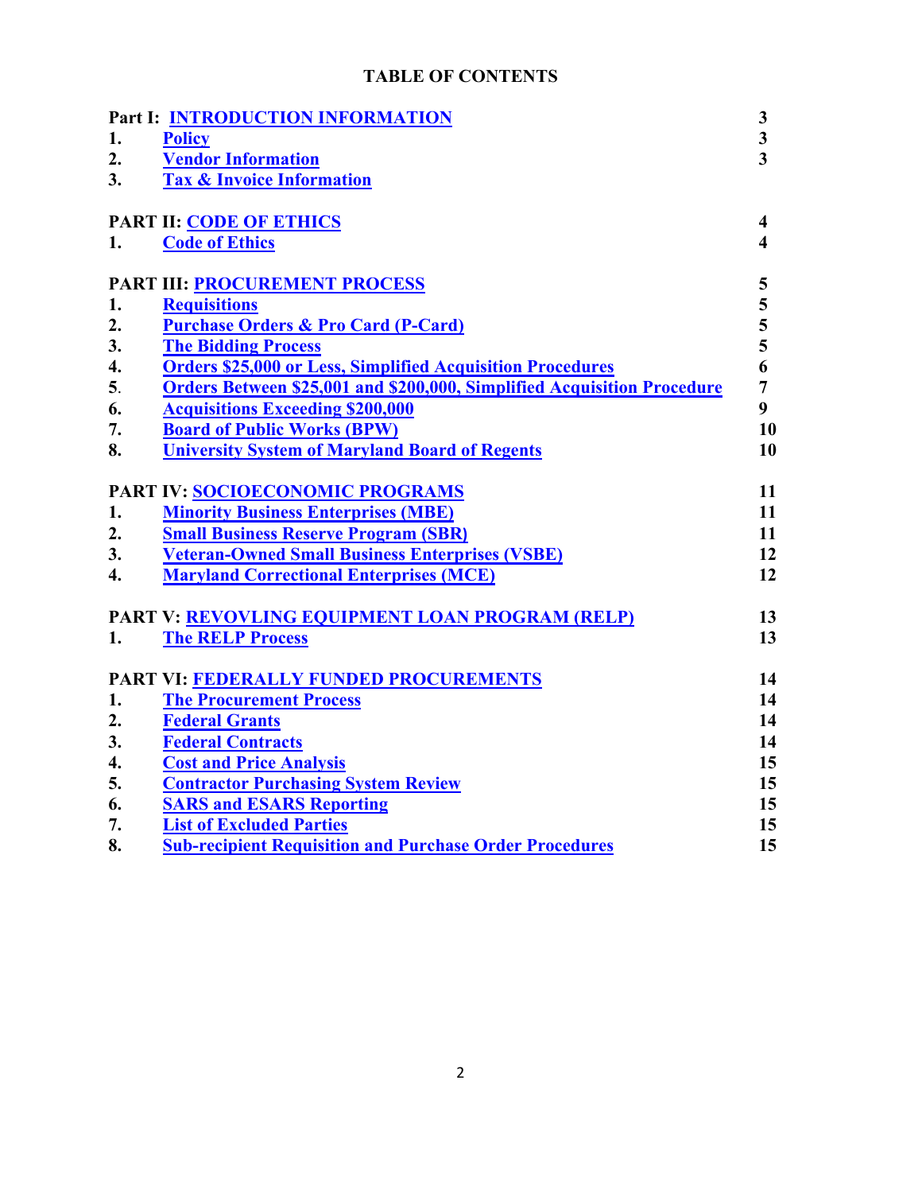# TABLE OF CONTENTS

| | | |
|---|---|---|
| **Part I: INTRODUCTION INFORMATION** | | **3** |
| **1.** | **Policy** | **3** |
| **2.** | **Vendor Information** | **3** |
| **3.** | **Tax & Invoice Information** | |
| **PART II: CODE OF ETHICS** | | **4** |
| **1.** | **Code of Ethics** | **4** |
| **PART III: PROCUREMENT PROCESS** | | **5** |
| **1.** | **Requisitions** | **5** |
| **2.** | **Purchase Orders & Pro Card (P-Card)** | **5** |
| **3.** | **The Bidding Process** | **5** |
| **4.** | **Orders $25,000 or Less, Simplified Acquisition Procedures** | **6** |
| **5.** | **Orders Between $25,001 and $200,000, Simplified Acquisition Procedure** | **7** |
| **6.** | **Acquisitions Exceeding $200,000** | **9** |
| **7.** | **Board of Public Works (BPW)** | **10** |
| **8.** | **University System of Maryland Board of Regents** | **10** |
| **PART IV: SOCIOECONOMIC PROGRAMS** | | **11** |
| **1.** | **Minority Business Enterprises (MBE)** | **11** |
| **2.** | **Small Business Reserve Program (SBR)** | **11** |
| **3.** | **Veteran-Owned Small Business Enterprises (VSBE)** | **12** |
| **4.** | **Maryland Correctional Enterprises (MCE)** | **12** |
| **PART V: REVOVLING EQUIPMENT LOAN PROGRAM (RELP)** | | **13** |
| **1.** | **The RELP Process** | **13** |
| **PART VI: FEDERALLY FUNDED PROCUREMENTS** | | **14** |
| **1.** | **The Procurement Process** | **14** |
| **2.** | **Federal Grants** | **14** |
| **3.** | **Federal Contracts** | **14** |
| **4.** | **Cost and Price Analysis** | **15** |
| **5.** | **Contractor Purchasing System Review** | **15** |
| **6.** | **SARS and ESARS Reporting** | **15** |
| **7.** | **List of Excluded Parties** | **15** |
| **8.** | **Sub-recipient Requisition and Purchase Order Procedures** | **15** |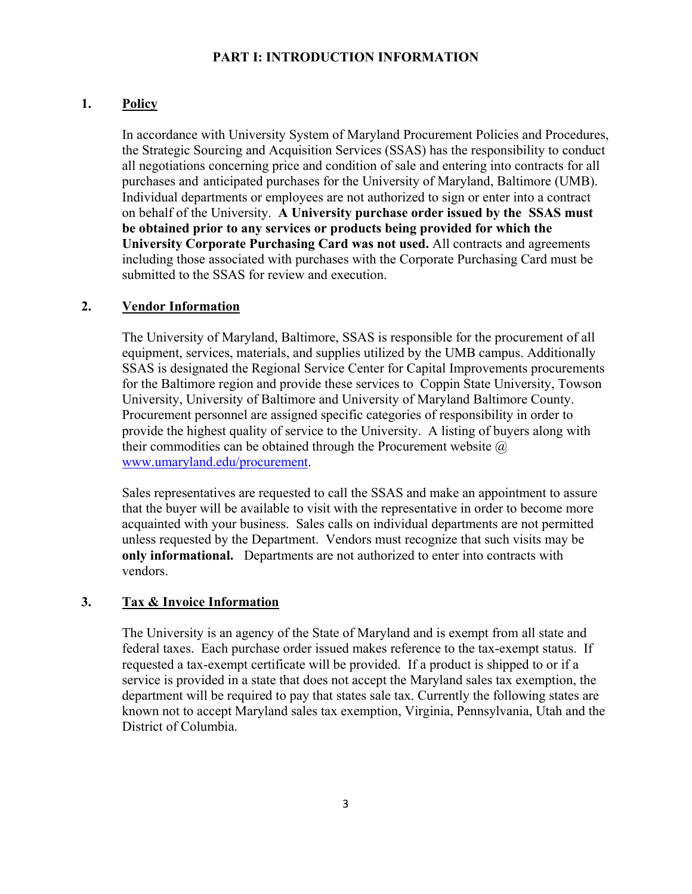# PART I: INTRODUCTION INFORMATION

## 1. Policy

In accordance with University System of Maryland Procurement Policies and Procedures, the Strategic Sourcing and Acquisition Services (SSAS) has the responsibility to conduct all negotiations concerning price and condition of sale and entering into contracts for all purchases and anticipated purchases for the University of Maryland, Baltimore (UMB). Individual departments or employees are not authorized to sign or enter into a contract on behalf of the University. **A University purchase order issued by the SSAS must be obtained prior to any services or products being provided for which the University Corporate Purchasing Card was not used.** All contracts and agreements including those associated with purchases with the Corporate Purchasing Card must be submitted to the SSAS for review and execution.

## 2. Vendor Information

The University of Maryland, Baltimore, SSAS is responsible for the procurement of all equipment, services, materials, and supplies utilized by the UMB campus. Additionally SSAS is designated the Regional Service Center for Capital Improvements procurements for the Baltimore region and provide these services to Coppin State University, Towson University, University of Baltimore and University of Maryland Baltimore County. Procurement personnel are assigned specific categories of responsibility in order to provide the highest quality of service to the University. A listing of buyers along with their commodities can be obtained through the Procurement website @ www.umaryland.edu/procurement.

Sales representatives are requested to call the SSAS and make an appointment to assure that the buyer will be available to visit with the representative in order to become more acquainted with your business. Sales calls on individual departments are not permitted unless requested by the Department. Vendors must recognize that such visits may be **only informational.** Departments are not authorized to enter into contracts with vendors.

## 3. Tax & Invoice Information

The University is an agency of the State of Maryland and is exempt from all state and federal taxes. Each purchase order issued makes reference to the tax-exempt status. If requested a tax-exempt certificate will be provided. If a product is shipped to or if a service is provided in a state that does not accept the Maryland sales tax exemption, the department will be required to pay that states sale tax. Currently the following states are known not to accept Maryland sales tax exemption, Virginia, Pennsylvania, Utah and the District of Columbia.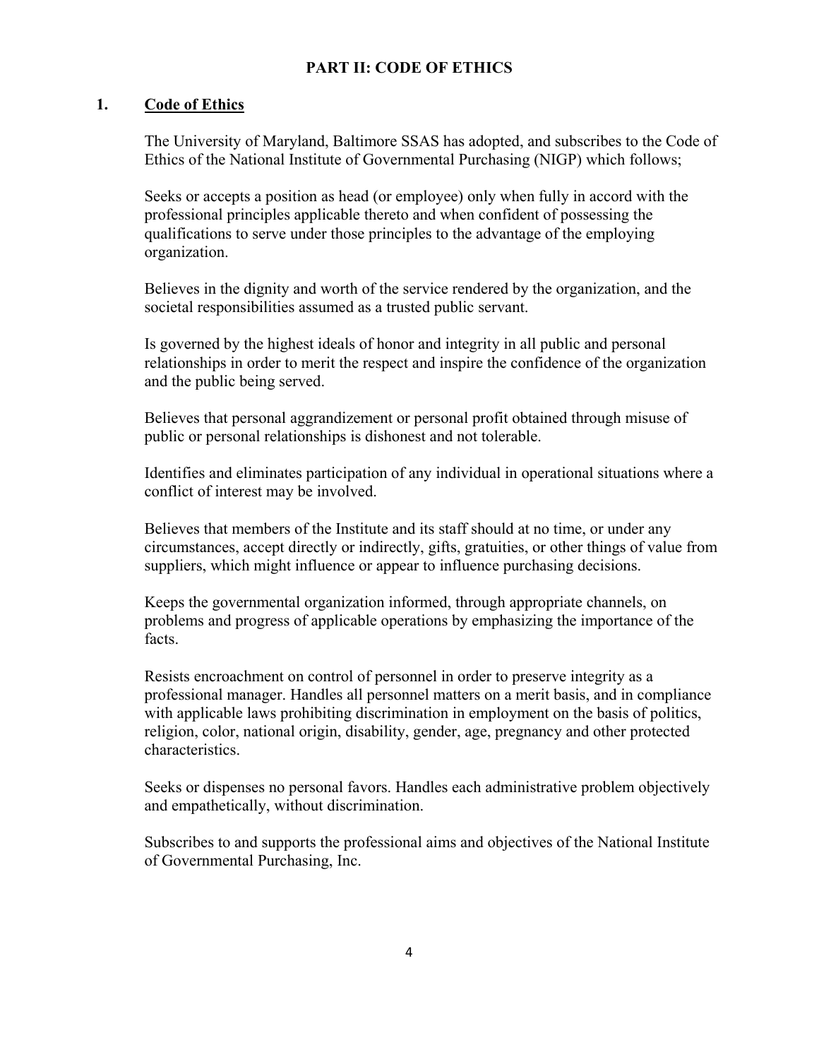## PART II: CODE OF ETHICS

### 1. <u>Code of Ethics</u>

The University of Maryland, Baltimore SSAS has adopted, and subscribes to the Code of Ethics of the National Institute of Governmental Purchasing (NIGP) which follows;

Seeks or accepts a position as head (or employee) only when fully in accord with the professional principles applicable thereto and when confident of possessing the qualifications to serve under those principles to the advantage of the employing organization.

Believes in the dignity and worth of the service rendered by the organization, and the societal responsibilities assumed as a trusted public servant.

Is governed by the highest ideals of honor and integrity in all public and personal relationships in order to merit the respect and inspire the confidence of the organization and the public being served.

Believes that personal aggrandizement or personal profit obtained through misuse of public or personal relationships is dishonest and not tolerable.

Identifies and eliminates participation of any individual in operational situations where a conflict of interest may be involved.

Believes that members of the Institute and its staff should at no time, or under any circumstances, accept directly or indirectly, gifts, gratuities, or other things of value from suppliers, which might influence or appear to influence purchasing decisions.

Keeps the governmental organization informed, through appropriate channels, on problems and progress of applicable operations by emphasizing the importance of the facts.

Resists encroachment on control of personnel in order to preserve integrity as a professional manager. Handles all personnel matters on a merit basis, and in compliance with applicable laws prohibiting discrimination in employment on the basis of politics, religion, color, national origin, disability, gender, age, pregnancy and other protected characteristics.

Seeks or dispenses no personal favors. Handles each administrative problem objectively and empathetically, without discrimination.

Subscribes to and supports the professional aims and objectives of the National Institute of Governmental Purchasing, Inc.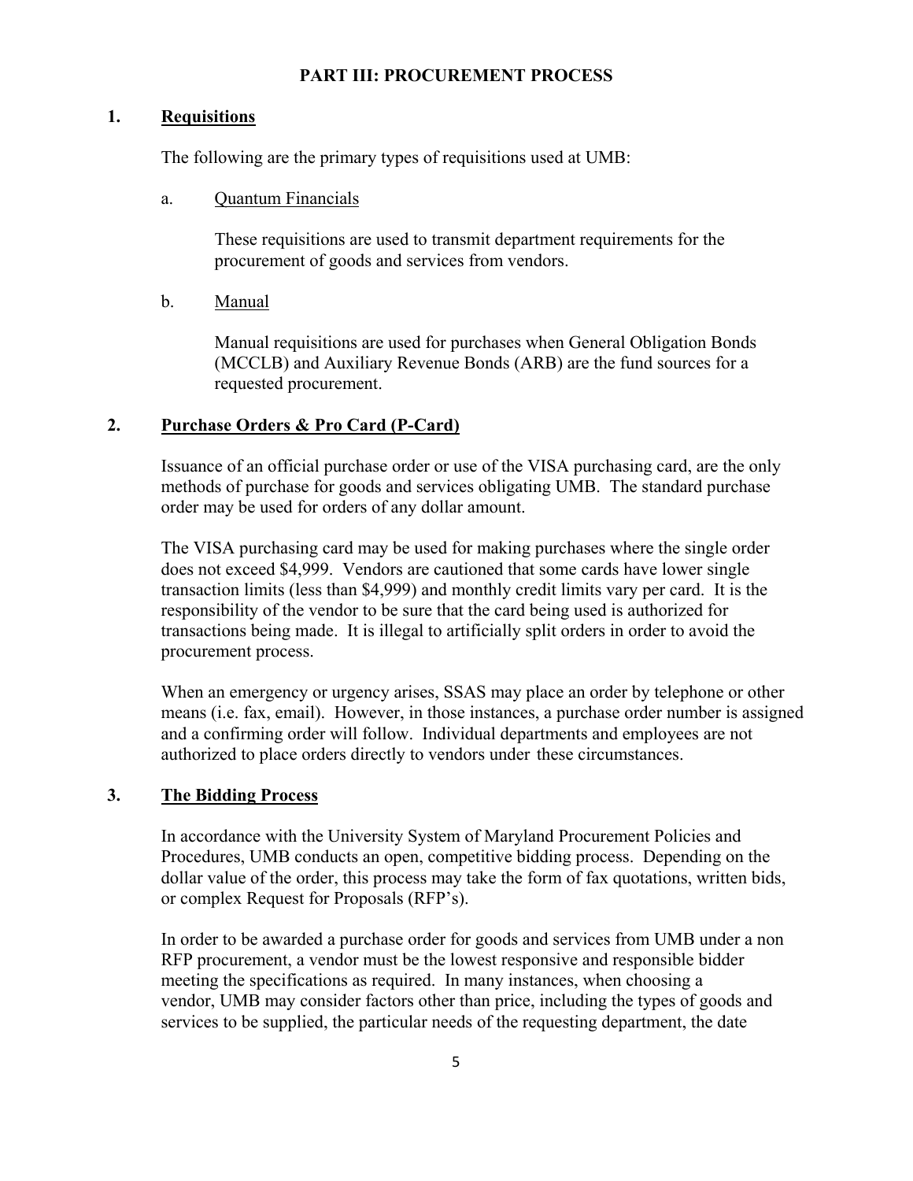# PART III: PROCUREMENT PROCESS

## 1. Requisitions

The following are the primary types of requisitions used at UMB:

### a. Quantum Financials

These requisitions are used to transmit department requirements for the procurement of goods and services from vendors.

### b. Manual

Manual requisitions are used for purchases when General Obligation Bonds (MCCLB) and Auxiliary Revenue Bonds (ARB) are the fund sources for a requested procurement.

## 2. Purchase Orders & Pro Card (P-Card)

Issuance of an official purchase order or use of the VISA purchasing card, are the only methods of purchase for goods and services obligating UMB. The standard purchase order may be used for orders of any dollar amount.

The VISA purchasing card may be used for making purchases where the single order does not exceed $4,999. Vendors are cautioned that some cards have lower single transaction limits (less than $4,999) and monthly credit limits vary per card. It is the responsibility of the vendor to be sure that the card being used is authorized for transactions being made. It is illegal to artificially split orders in order to avoid the procurement process.

When an emergency or urgency arises, SSAS may place an order by telephone or other means (i.e. fax, email). However, in those instances, a purchase order number is assigned and a confirming order will follow. Individual departments and employees are not authorized to place orders directly to vendors under these circumstances.

## 3. The Bidding Process

In accordance with the University System of Maryland Procurement Policies and Procedures, UMB conducts an open, competitive bidding process. Depending on the dollar value of the order, this process may take the form of fax quotations, written bids, or complex Request for Proposals (RFP's).

In order to be awarded a purchase order for goods and services from UMB under a non RFP procurement, a vendor must be the lowest responsive and responsible bidder meeting the specifications as required. In many instances, when choosing a vendor, UMB may consider factors other than price, including the types of goods and services to be supplied, the particular needs of the requesting department, the date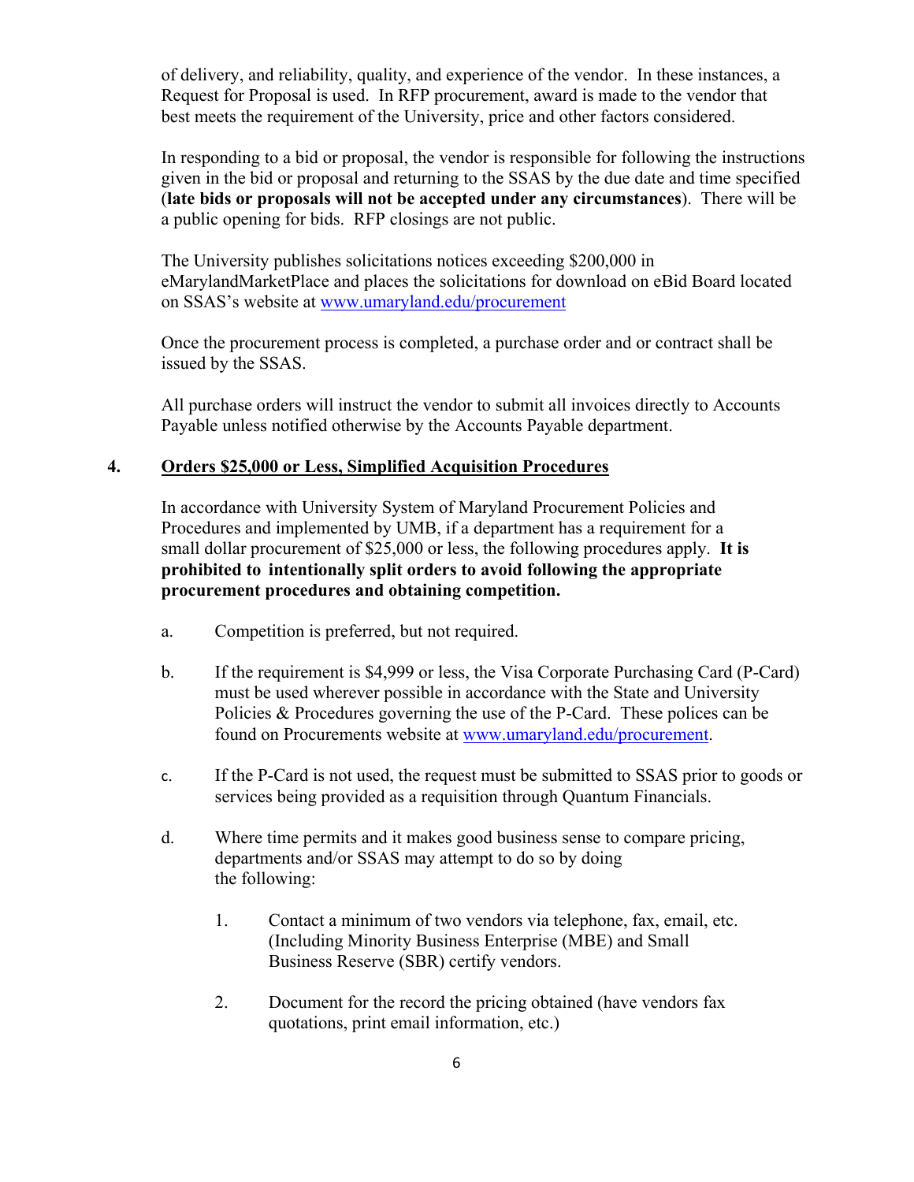of delivery, and reliability, quality, and experience of the vendor. In these instances, a Request for Proposal is used. In RFP procurement, award is made to the vendor that best meets the requirement of the University, price and other factors considered.

In responding to a bid or proposal, the vendor is responsible for following the instructions given in the bid or proposal and returning to the SSAS by the due date and time specified (**late bids or proposals will not be accepted under any circumstances**). There will be a public opening for bids. RFP closings are not public.

The University publishes solicitations notices exceeding $200,000 in eMarylandMarketPlace and places the solicitations for download on eBid Board located on SSAS's website at [www.umaryland.edu/procurement](www.umaryland.edu/procurement)

Once the procurement process is completed, a purchase order and or contract shall be issued by the SSAS.

All purchase orders will instruct the vendor to submit all invoices directly to Accounts Payable unless notified otherwise by the Accounts Payable department.

## 4. Orders $25,000 or Less, Simplified Acquisition Procedures

In accordance with University System of Maryland Procurement Policies and Procedures and implemented by UMB, if a department has a requirement for a small dollar procurement of $25,000 or less, the following procedures apply. **It is prohibited to intentionally split orders to avoid following the appropriate procurement procedures and obtaining competition.**

a. Competition is preferred, but not required.

b. If the requirement is $4,999 or less, the Visa Corporate Purchasing Card (P-Card) must be used wherever possible in accordance with the State and University Policies & Procedures governing the use of the P-Card. These polices can be found on Procurements website at [www.umaryland.edu/procurement](www.umaryland.edu/procurement).

c. If the P-Card is not used, the request must be submitted to SSAS prior to goods or services being provided as a requisition through Quantum Financials.

d. Where time permits and it makes good business sense to compare pricing, departments and/or SSAS may attempt to do so by doing the following:

   1. Contact a minimum of two vendors via telephone, fax, email, etc. (Including Minority Business Enterprise (MBE) and Small Business Reserve (SBR) certify vendors.

   2. Document for the record the pricing obtained (have vendors fax quotations, print email information, etc.)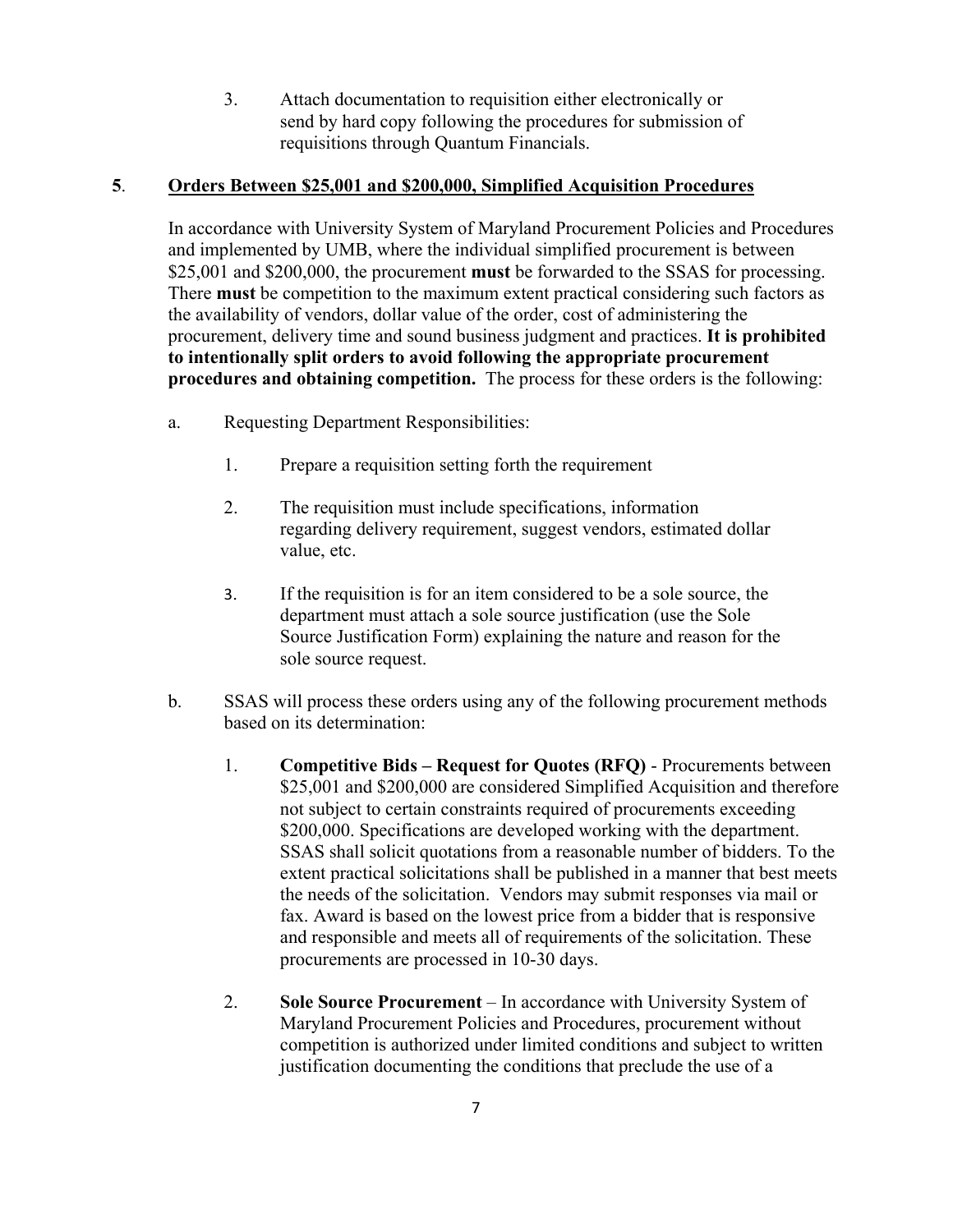3. Attach documentation to requisition either electronically or send by hard copy following the procedures for submission of requisitions through Quantum Financials.

**5**. **<u>Orders Between $25,001 and $200,000, Simplified Acquisition Procedures</u>**

In accordance with University System of Maryland Procurement Policies and Procedures and implemented by UMB, where the individual simplified procurement is between $25,001 and $200,000, the procurement **must** be forwarded to the SSAS for processing. There **must** be competition to the maximum extent practical considering such factors as the availability of vendors, dollar value of the order, cost of administering the procurement, delivery time and sound business judgment and practices. **It is prohibited to intentionally split orders to avoid following the appropriate procurement procedures and obtaining competition.** The process for these orders is the following:

a. Requesting Department Responsibilities:

1. Prepare a requisition setting forth the requirement

2. The requisition must include specifications, information regarding delivery requirement, suggest vendors, estimated dollar value, etc.

3. If the requisition is for an item considered to be a sole source, the department must attach a sole source justification (use the Sole Source Justification Form) explaining the nature and reason for the sole source request.

b. SSAS will process these orders using any of the following procurement methods based on its determination:

1. **Competitive Bids – Request for Quotes (RFQ)** - Procurements between $25,001 and $200,000 are considered Simplified Acquisition and therefore not subject to certain constraints required of procurements exceeding $200,000. Specifications are developed working with the department. SSAS shall solicit quotations from a reasonable number of bidders. To the extent practical solicitations shall be published in a manner that best meets the needs of the solicitation. Vendors may submit responses via mail or fax. Award is based on the lowest price from a bidder that is responsive and responsible and meets all of requirements of the solicitation. These procurements are processed in 10-30 days.

2. **Sole Source Procurement** – In accordance with University System of Maryland Procurement Policies and Procedures, procurement without competition is authorized under limited conditions and subject to written justification documenting the conditions that preclude the use of a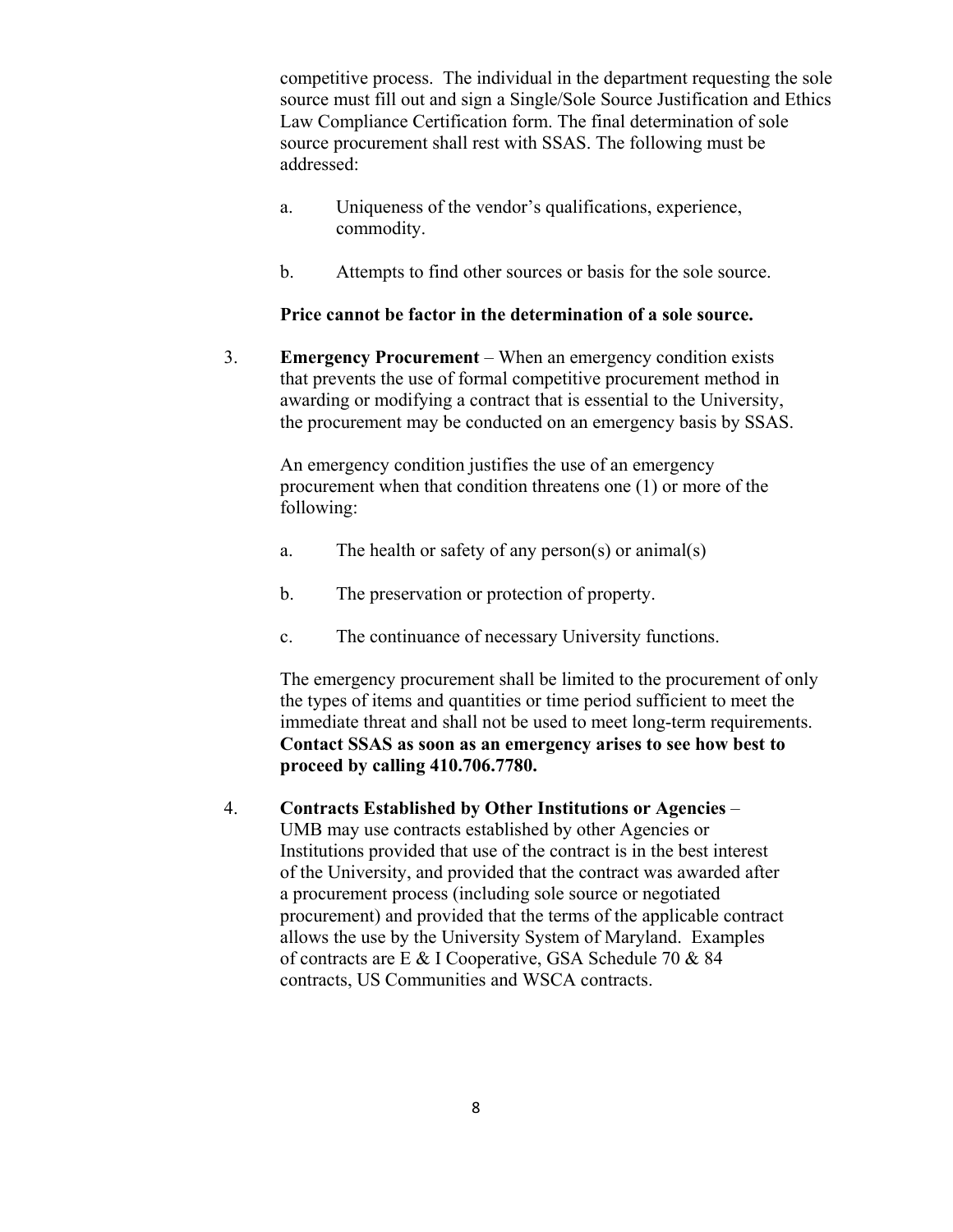competitive process. The individual in the department requesting the sole source must fill out and sign a Single/Sole Source Justification and Ethics Law Compliance Certification form. The final determination of sole source procurement shall rest with SSAS. The following must be addressed:

a. Uniqueness of the vendor's qualifications, experience, commodity.

b. Attempts to find other sources or basis for the sole source.

**Price cannot be factor in the determination of a sole source.**

3. **Emergency Procurement** – When an emergency condition exists that prevents the use of formal competitive procurement method in awarding or modifying a contract that is essential to the University, the procurement may be conducted on an emergency basis by SSAS.

   An emergency condition justifies the use of an emergency procurement when that condition threatens one (1) or more of the following:

   a. The health or safety of any person(s) or animal(s)

   b. The preservation or protection of property.

   c. The continuance of necessary University functions.

   The emergency procurement shall be limited to the procurement of only the types of items and quantities or time period sufficient to meet the immediate threat and shall not be used to meet long-term requirements. **Contact SSAS as soon as an emergency arises to see how best to proceed by calling 410.706.7780.**

4. **Contracts Established by Other Institutions or Agencies** – UMB may use contracts established by other Agencies or Institutions provided that use of the contract is in the best interest of the University, and provided that the contract was awarded after a procurement process (including sole source or negotiated procurement) and provided that the terms of the applicable contract allows the use by the University System of Maryland. Examples of contracts are E & I Cooperative, GSA Schedule 70 & 84 contracts, US Communities and WSCA contracts.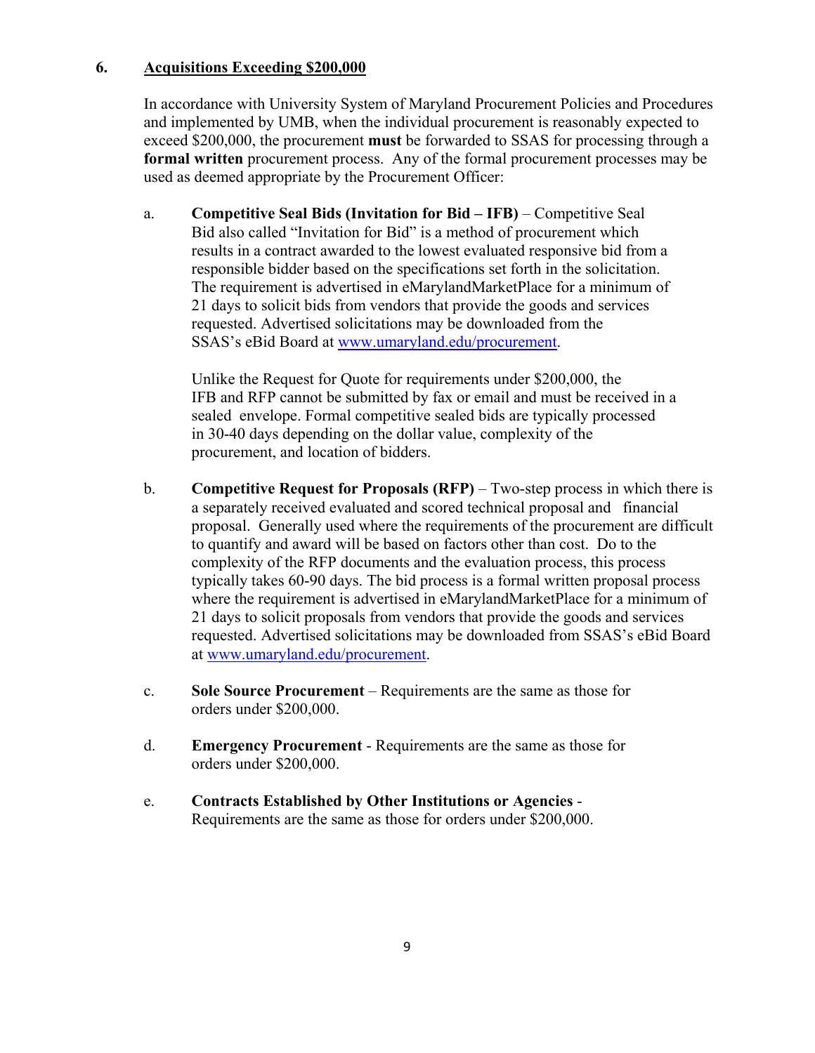## 6. Acquisitions Exceeding $200,000

In accordance with University System of Maryland Procurement Policies and Procedures and implemented by UMB, when the individual procurement is reasonably expected to exceed $200,000, the procurement **must** be forwarded to SSAS for processing through a **formal written** procurement process. Any of the formal procurement processes may be used as deemed appropriate by the Procurement Officer:

a. **Competitive Seal Bids (Invitation for Bid – IFB)** – Competitive Seal Bid also called "Invitation for Bid" is a method of procurement which results in a contract awarded to the lowest evaluated responsive bid from a responsible bidder based on the specifications set forth in the solicitation. The requirement is advertised in eMarylandMarketPlace for a minimum of 21 days to solicit bids from vendors that provide the goods and services requested. Advertised solicitations may be downloaded from the SSAS's eBid Board at [www.umaryland.edu/procurement](http://www.umaryland.edu/procurement).

   Unlike the Request for Quote for requirements under $200,000, the IFB and RFP cannot be submitted by fax or email and must be received in a sealed envelope. Formal competitive sealed bids are typically processed in 30-40 days depending on the dollar value, complexity of the procurement, and location of bidders.

b. **Competitive Request for Proposals (RFP)** – Two-step process in which there is a separately received evaluated and scored technical proposal and financial proposal. Generally used where the requirements of the procurement are difficult to quantify and award will be based on factors other than cost. Do to the complexity of the RFP documents and the evaluation process, this process typically takes 60-90 days. The bid process is a formal written proposal process where the requirement is advertised in eMarylandMarketPlace for a minimum of 21 days to solicit proposals from vendors that provide the goods and services requested. Advertised solicitations may be downloaded from SSAS's eBid Board at [www.umaryland.edu/procurement](http://www.umaryland.edu/procurement).

c. **Sole Source Procurement** – Requirements are the same as those for orders under $200,000.

d. **Emergency Procurement** - Requirements are the same as those for orders under $200,000.

e. **Contracts Established by Other Institutions or Agencies** - Requirements are the same as those for orders under $200,000.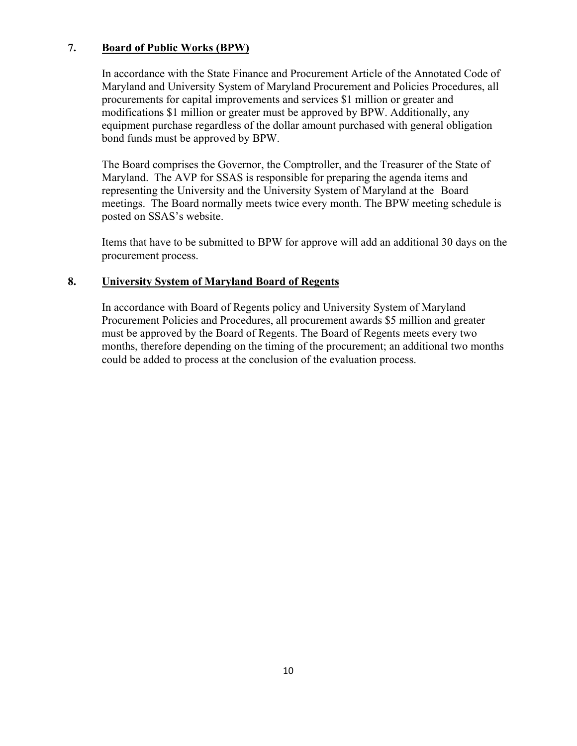## 7. **Board of Public Works (BPW)**

In accordance with the State Finance and Procurement Article of the Annotated Code of Maryland and University System of Maryland Procurement and Policies Procedures, all procurements for capital improvements and services $1 million or greater and modifications $1 million or greater must be approved by BPW. Additionally, any equipment purchase regardless of the dollar amount purchased with general obligation bond funds must be approved by BPW.

The Board comprises the Governor, the Comptroller, and the Treasurer of the State of Maryland. The AVP for SSAS is responsible for preparing the agenda items and representing the University and the University System of Maryland at the Board meetings. The Board normally meets twice every month. The BPW meeting schedule is posted on SSAS's website.

Items that have to be submitted to BPW for approve will add an additional 30 days on the procurement process.

## 8. **University System of Maryland Board of Regents**

In accordance with Board of Regents policy and University System of Maryland Procurement Policies and Procedures, all procurement awards $5 million and greater must be approved by the Board of Regents. The Board of Regents meets every two months, therefore depending on the timing of the procurement; an additional two months could be added to process at the conclusion of the evaluation process.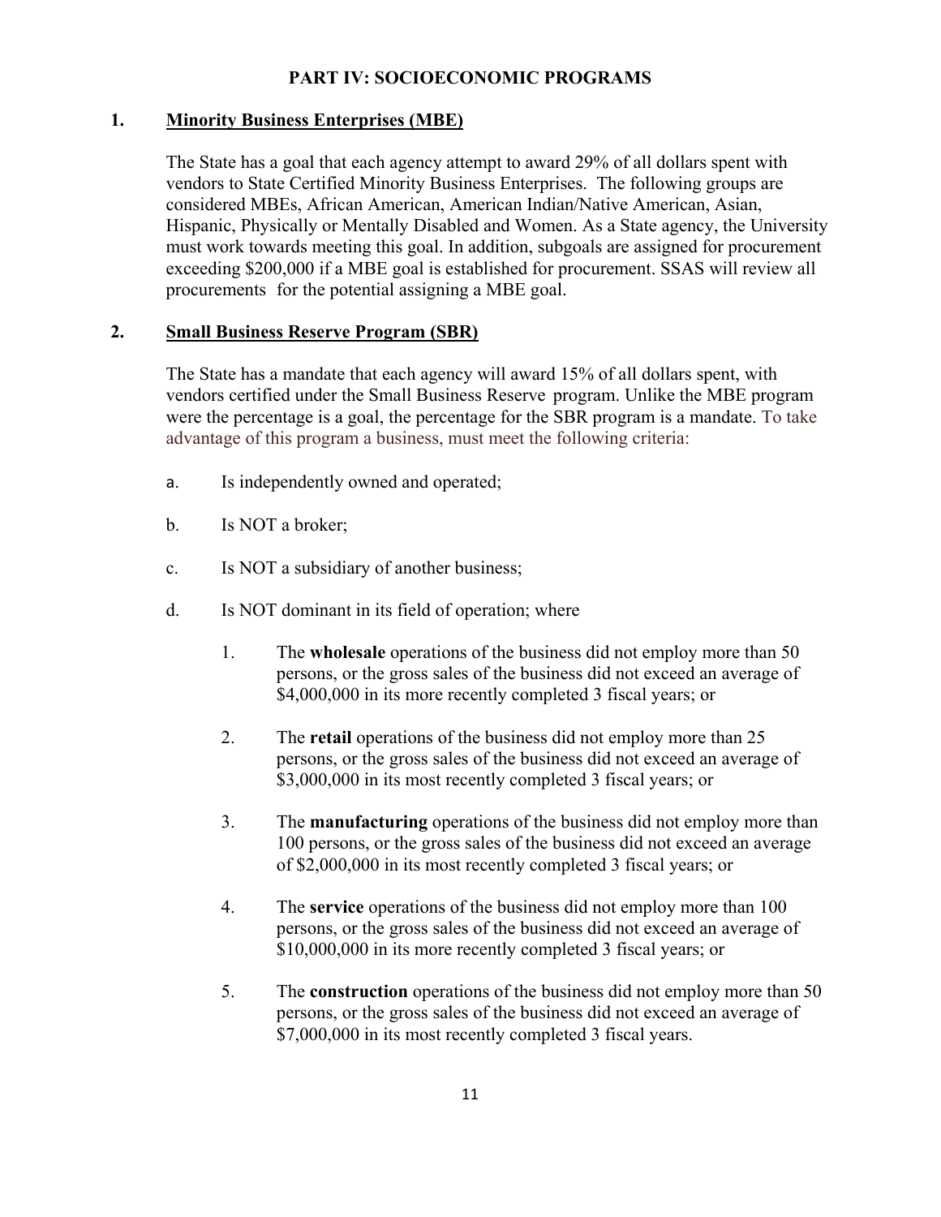## PART IV: SOCIOECONOMIC PROGRAMS

### 1. Minority Business Enterprises (MBE)

The State has a goal that each agency attempt to award 29% of all dollars spent with vendors to State Certified Minority Business Enterprises. The following groups are considered MBEs, African American, American Indian/Native American, Asian, Hispanic, Physically or Mentally Disabled and Women. As a State agency, the University must work towards meeting this goal. In addition, subgoals are assigned for procurement exceeding $200,000 if a MBE goal is established for procurement. SSAS will review all procurements for the potential assigning a MBE goal.

### 2. Small Business Reserve Program (SBR)

The State has a mandate that each agency will award 15% of all dollars spent, with vendors certified under the Small Business Reserve program. Unlike the MBE program were the percentage is a goal, the percentage for the SBR program is a mandate. To take advantage of this program a business, must meet the following criteria:

a. Is independently owned and operated;

b. Is NOT a broker;

c. Is NOT a subsidiary of another business;

d. Is NOT dominant in its field of operation; where

1. The **wholesale** operations of the business did not employ more than 50 persons, or the gross sales of the business did not exceed an average of $4,000,000 in its more recently completed 3 fiscal years; or

2. The **retail** operations of the business did not employ more than 25 persons, or the gross sales of the business did not exceed an average of $3,000,000 in its most recently completed 3 fiscal years; or

3. The **manufacturing** operations of the business did not employ more than 100 persons, or the gross sales of the business did not exceed an average of $2,000,000 in its most recently completed 3 fiscal years; or

4. The **service** operations of the business did not employ more than 100 persons, or the gross sales of the business did not exceed an average of $10,000,000 in its more recently completed 3 fiscal years; or

5. The **construction** operations of the business did not employ more than 50 persons, or the gross sales of the business did not exceed an average of $7,000,000 in its most recently completed 3 fiscal years.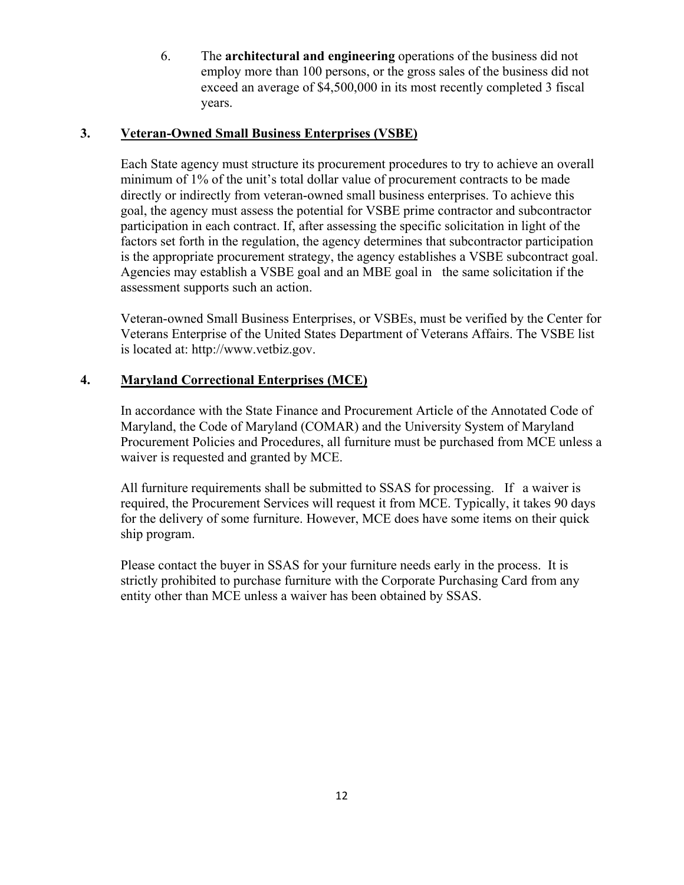6. The **architectural and engineering** operations of the business did not employ more than 100 persons, or the gross sales of the business did not exceed an average of $4,500,000 in its most recently completed 3 fiscal years.

### 3. Veteran-Owned Small Business Enterprises (VSBE)

Each State agency must structure its procurement procedures to try to achieve an overall minimum of 1% of the unit's total dollar value of procurement contracts to be made directly or indirectly from veteran-owned small business enterprises. To achieve this goal, the agency must assess the potential for VSBE prime contractor and subcontractor participation in each contract. If, after assessing the specific solicitation in light of the factors set forth in the regulation, the agency determines that subcontractor participation is the appropriate procurement strategy, the agency establishes a VSBE subcontract goal. Agencies may establish a VSBE goal and an MBE goal in the same solicitation if the assessment supports such an action.

Veteran-owned Small Business Enterprises, or VSBEs, must be verified by the Center for Veterans Enterprise of the United States Department of Veterans Affairs. The VSBE list is located at: http://www.vetbiz.gov.

### 4. Maryland Correctional Enterprises (MCE)

In accordance with the State Finance and Procurement Article of the Annotated Code of Maryland, the Code of Maryland (COMAR) and the University System of Maryland Procurement Policies and Procedures, all furniture must be purchased from MCE unless a waiver is requested and granted by MCE.

All furniture requirements shall be submitted to SSAS for processing. If a waiver is required, the Procurement Services will request it from MCE. Typically, it takes 90 days for the delivery of some furniture. However, MCE does have some items on their quick ship program.

Please contact the buyer in SSAS for your furniture needs early in the process. It is strictly prohibited to purchase furniture with the Corporate Purchasing Card from any entity other than MCE unless a waiver has been obtained by SSAS.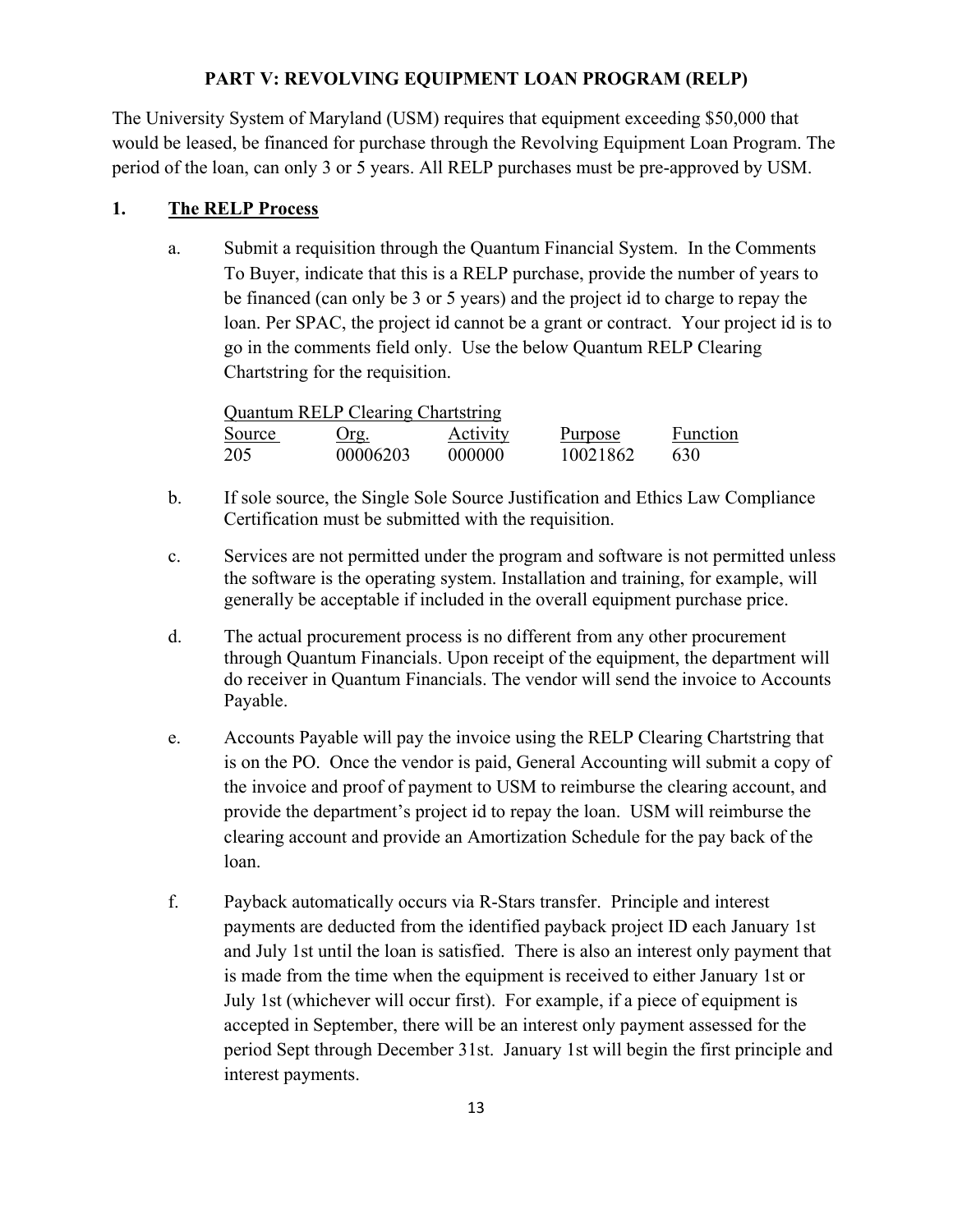## PART V: REVOLVING EQUIPMENT LOAN PROGRAM (RELP)

The University System of Maryland (USM) requires that equipment exceeding $50,000 that would be leased, be financed for purchase through the Revolving Equipment Loan Program. The period of the loan, can only 3 or 5 years. All RELP purchases must be pre-approved by USM.

### 1. The RELP Process

a. Submit a requisition through the Quantum Financial System. In the Comments To Buyer, indicate that this is a RELP purchase, provide the number of years to be financed (can only be 3 or 5 years) and the project id to charge to repay the loan. Per SPAC, the project id cannot be a grant or contract. Your project id is to go in the comments field only. Use the below Quantum RELP Clearing Chartstring for the requisition.

Quantum RELP Clearing Chartstring

| Source | Org. | Activity | Purpose | Function |
| --- | --- | --- | --- | --- |
| 205 | 00006203 | 000000 | 10021862 | 630 |

b. If sole source, the Single Sole Source Justification and Ethics Law Compliance Certification must be submitted with the requisition.

c. Services are not permitted under the program and software is not permitted unless the software is the operating system. Installation and training, for example, will generally be acceptable if included in the overall equipment purchase price.

d. The actual procurement process is no different from any other procurement through Quantum Financials. Upon receipt of the equipment, the department will do receiver in Quantum Financials. The vendor will send the invoice to Accounts Payable.

e. Accounts Payable will pay the invoice using the RELP Clearing Chartstring that is on the PO. Once the vendor is paid, General Accounting will submit a copy of the invoice and proof of payment to USM to reimburse the clearing account, and provide the department's project id to repay the loan. USM will reimburse the clearing account and provide an Amortization Schedule for the pay back of the loan.

f. Payback automatically occurs via R-Stars transfer. Principle and interest payments are deducted from the identified payback project ID each January 1st and July 1st until the loan is satisfied. There is also an interest only payment that is made from the time when the equipment is received to either January 1st or July 1st (whichever will occur first). For example, if a piece of equipment is accepted in September, there will be an interest only payment assessed for the period Sept through December 31st. January 1st will begin the first principle and interest payments.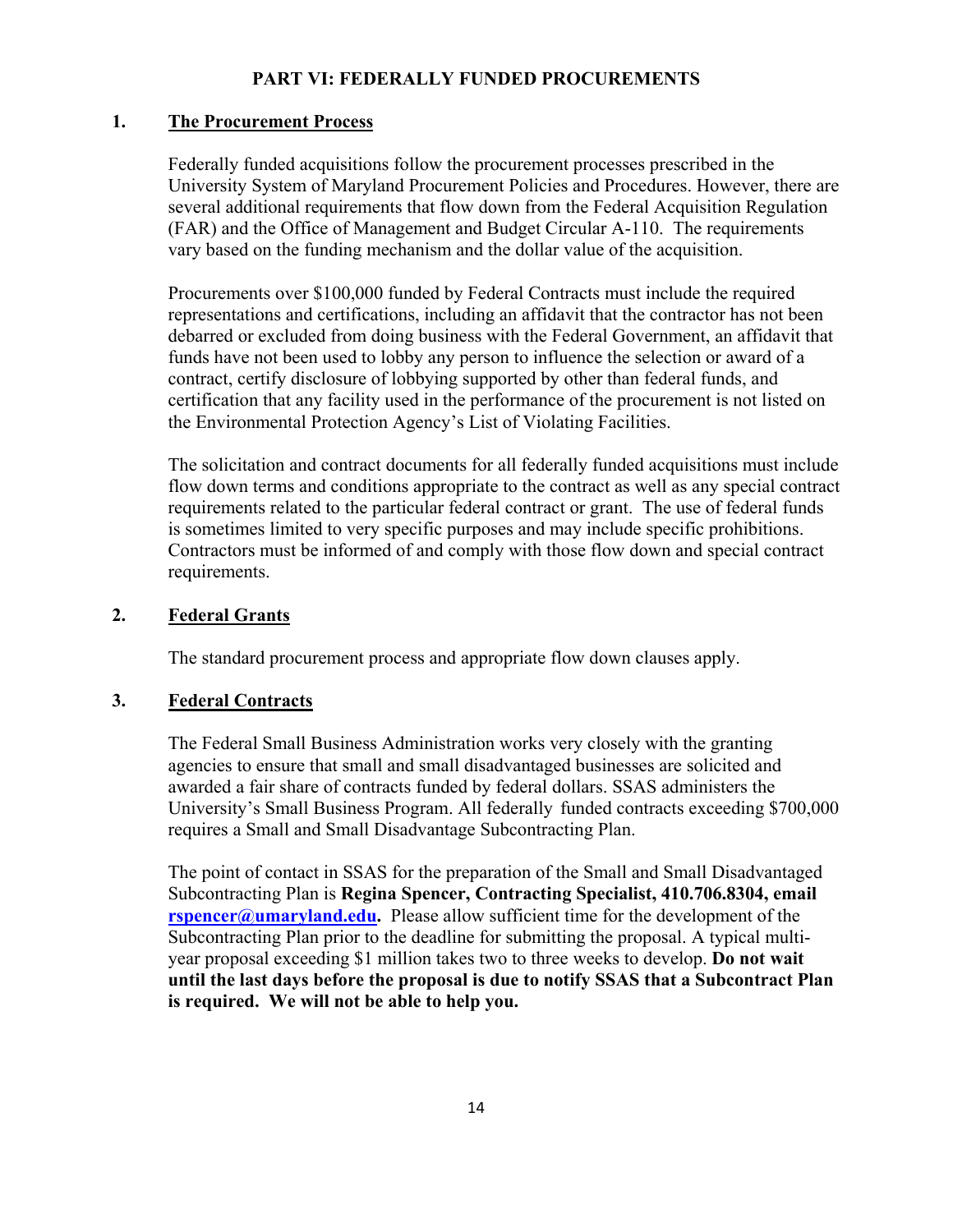# PART VI: FEDERALLY FUNDED PROCUREMENTS

## 1. The Procurement Process

Federally funded acquisitions follow the procurement processes prescribed in the University System of Maryland Procurement Policies and Procedures. However, there are several additional requirements that flow down from the Federal Acquisition Regulation (FAR) and the Office of Management and Budget Circular A-110. The requirements vary based on the funding mechanism and the dollar value of the acquisition.

Procurements over $100,000 funded by Federal Contracts must include the required representations and certifications, including an affidavit that the contractor has not been debarred or excluded from doing business with the Federal Government, an affidavit that funds have not been used to lobby any person to influence the selection or award of a contract, certify disclosure of lobbying supported by other than federal funds, and certification that any facility used in the performance of the procurement is not listed on the Environmental Protection Agency's List of Violating Facilities.

The solicitation and contract documents for all federally funded acquisitions must include flow down terms and conditions appropriate to the contract as well as any special contract requirements related to the particular federal contract or grant. The use of federal funds is sometimes limited to very specific purposes and may include specific prohibitions. Contractors must be informed of and comply with those flow down and special contract requirements.

## 2. Federal Grants

The standard procurement process and appropriate flow down clauses apply.

## 3. Federal Contracts

The Federal Small Business Administration works very closely with the granting agencies to ensure that small and small disadvantaged businesses are solicited and awarded a fair share of contracts funded by federal dollars. SSAS administers the University's Small Business Program. All federally funded contracts exceeding $700,000 requires a Small and Small Disadvantage Subcontracting Plan.

The point of contact in SSAS for the preparation of the Small and Small Disadvantaged Subcontracting Plan is **Regina Spencer, Contracting Specialist, 410.706.8304, email rspencer@umaryland.edu.** Please allow sufficient time for the development of the Subcontracting Plan prior to the deadline for submitting the proposal. A typical multi-year proposal exceeding $1 million takes two to three weeks to develop. **Do not wait until the last days before the proposal is due to notify SSAS that a Subcontract Plan is required. We will not be able to help you.**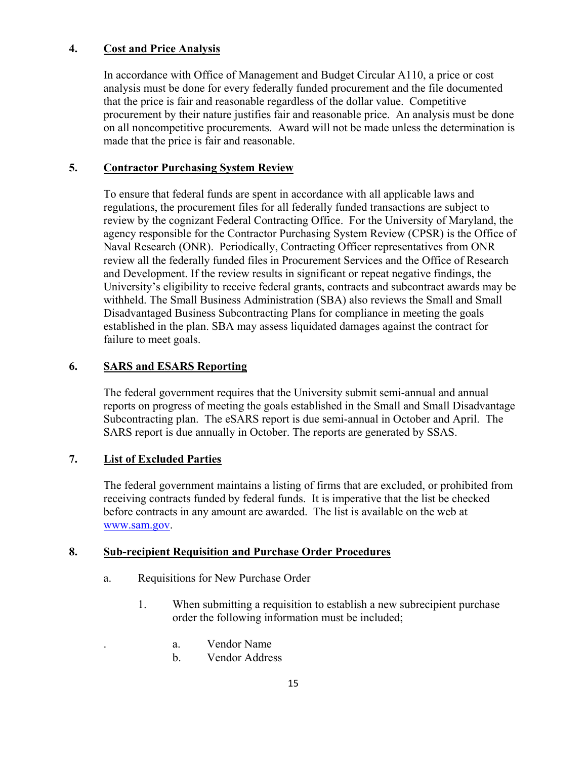## 4. Cost and Price Analysis

In accordance with Office of Management and Budget Circular A110, a price or cost analysis must be done for every federally funded procurement and the file documented that the price is fair and reasonable regardless of the dollar value. Competitive procurement by their nature justifies fair and reasonable price. An analysis must be done on all noncompetitive procurements. Award will not be made unless the determination is made that the price is fair and reasonable.

## 5. Contractor Purchasing System Review

To ensure that federal funds are spent in accordance with all applicable laws and regulations, the procurement files for all federally funded transactions are subject to review by the cognizant Federal Contracting Office. For the University of Maryland, the agency responsible for the Contractor Purchasing System Review (CPSR) is the Office of Naval Research (ONR). Periodically, Contracting Officer representatives from ONR review all the federally funded files in Procurement Services and the Office of Research and Development. If the review results in significant or repeat negative findings, the University's eligibility to receive federal grants, contracts and subcontract awards may be withheld. The Small Business Administration (SBA) also reviews the Small and Small Disadvantaged Business Subcontracting Plans for compliance in meeting the goals established in the plan. SBA may assess liquidated damages against the contract for failure to meet goals.

## 6. SARS and ESARS Reporting

The federal government requires that the University submit semi-annual and annual reports on progress of meeting the goals established in the Small and Small Disadvantage Subcontracting plan. The eSARS report is due semi-annual in October and April. The SARS report is due annually in October. The reports are generated by SSAS.

## 7. List of Excluded Parties

The federal government maintains a listing of firms that are excluded, or prohibited from receiving contracts funded by federal funds. It is imperative that the list be checked before contracts in any amount are awarded. The list is available on the web at [www.sam.gov](http://www.sam.gov).

## 8. Sub-recipient Requisition and Purchase Order Procedures

a. Requisitions for New Purchase Order

1. When submitting a requisition to establish a new subrecipient purchase order the following information must be included;

   a. Vendor Name
   b. Vendor Address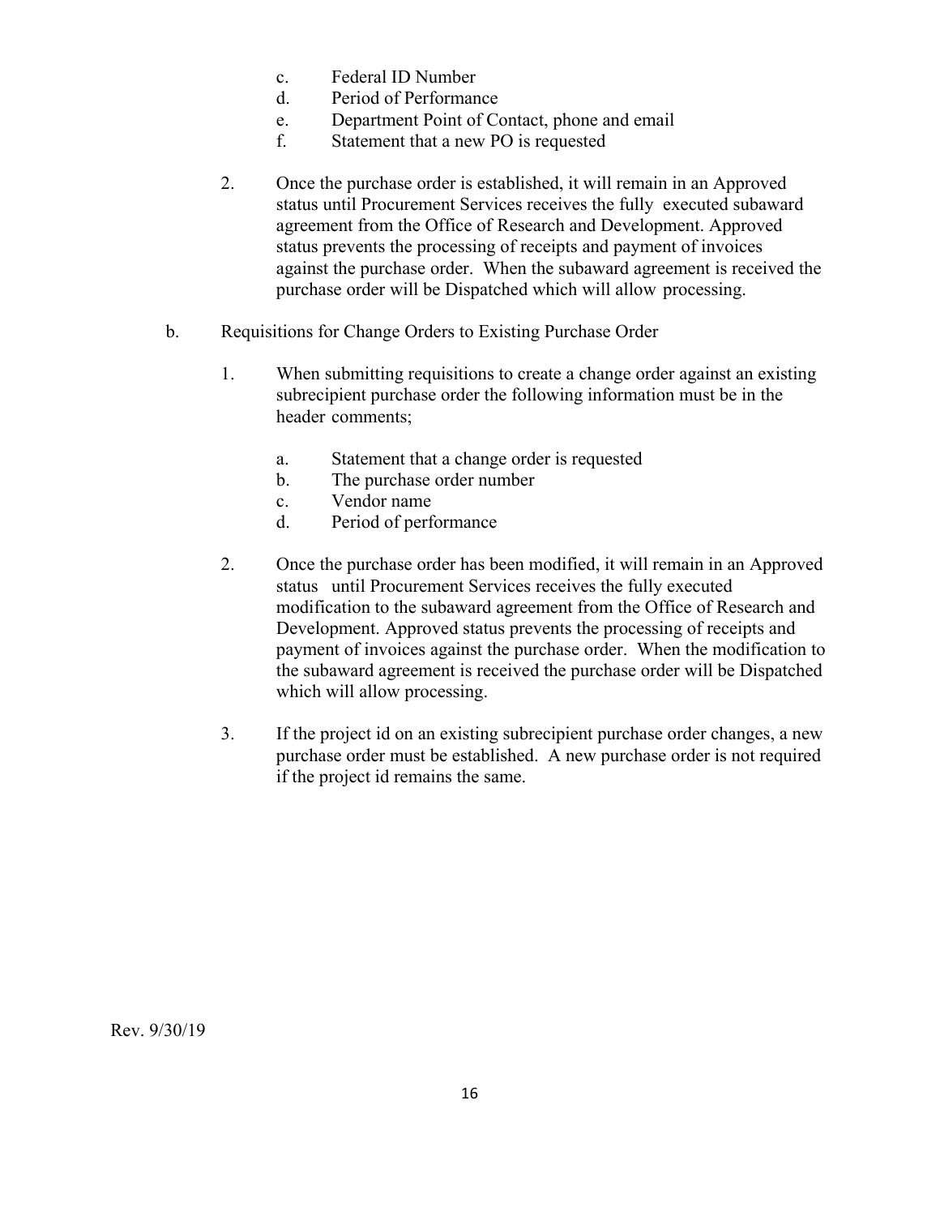c. Federal ID Number
d. Period of Performance
e. Department Point of Contact, phone and email
f. Statement that a new PO is requested

2. Once the purchase order is established, it will remain in an Approved status until Procurement Services receives the fully executed subaward agreement from the Office of Research and Development. Approved status prevents the processing of receipts and payment of invoices against the purchase order. When the subaward agreement is received the purchase order will be Dispatched which will allow processing.

b. Requisitions for Change Orders to Existing Purchase Order

1. When submitting requisitions to create a change order against an existing subrecipient purchase order the following information must be in the header comments;

   a. Statement that a change order is requested
   b. The purchase order number
   c. Vendor name
   d. Period of performance

2. Once the purchase order has been modified, it will remain in an Approved status until Procurement Services receives the fully executed modification to the subaward agreement from the Office of Research and Development. Approved status prevents the processing of receipts and payment of invoices against the purchase order. When the modification to the subaward agreement is received the purchase order will be Dispatched which will allow processing.

3. If the project id on an existing subrecipient purchase order changes, a new purchase order must be established. A new purchase order is not required if the project id remains the same.

Rev. 9/30/19